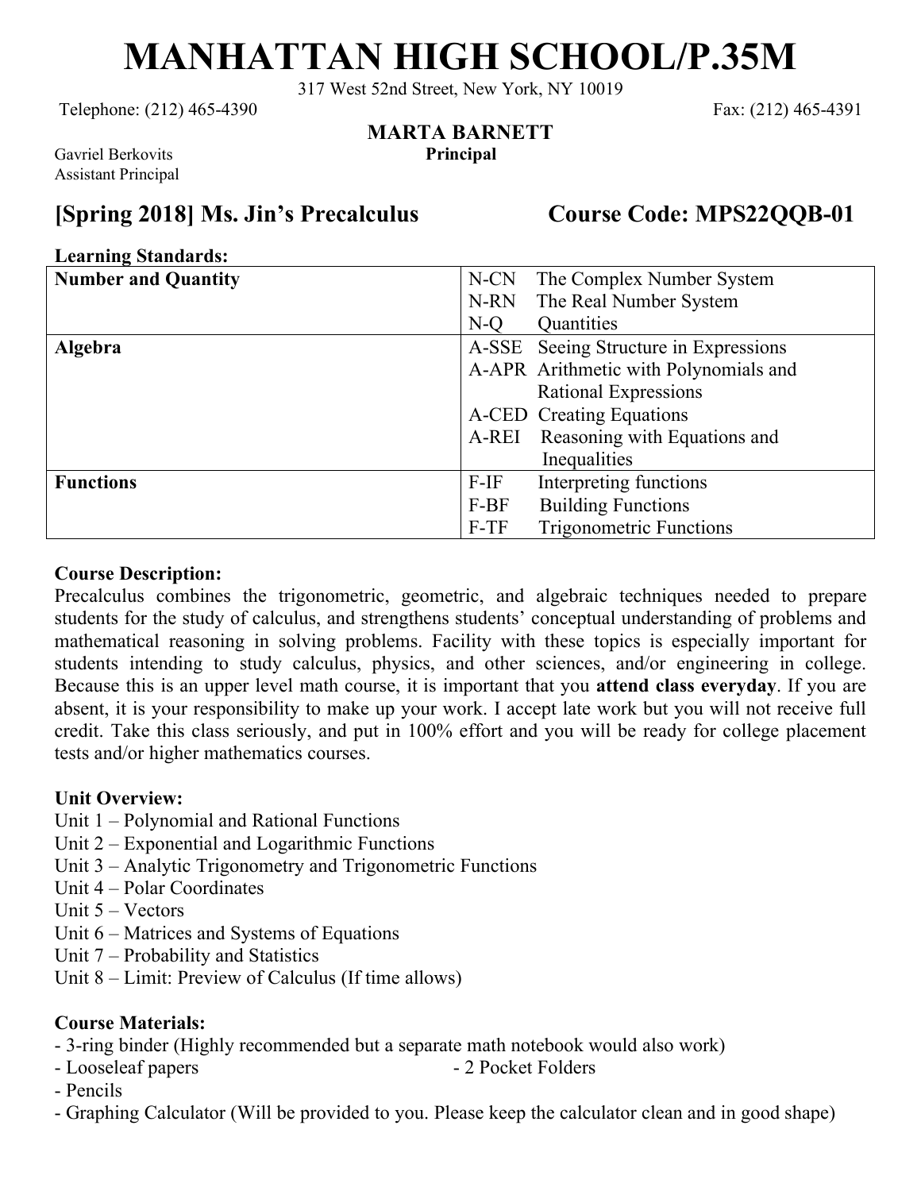# MANHATTAN HIGH SCHOOL/P.35M

317 West 52nd Street, New York, NY 10019

Telephone: (212) 465-4390 Fax: (212) 465-4391

**MARTA BARNETT**
**Principal**

Gavriel Berkovits
Assistant Principal

## [Spring 2018] Ms. Jin's Precalculus Course Code: MPS22QQB-01

**Learning Standards:**

| | |
|---|---|
| **Number and Quantity** | N-CN The Complex Number System<br>N-RN The Real Number System<br>N-Q Quantities |
| **Algebra** | A-SSE Seeing Structure in Expressions<br>A-APR Arithmetic with Polynomials and Rational Expressions<br>A-CED Creating Equations<br>A-REI Reasoning with Equations and Inequalities |
| **Functions** | F-IF Interpreting functions<br>F-BF Building Functions<br>F-TF Trigonometric Functions |

**Course Description:**

Precalculus combines the trigonometric, geometric, and algebraic techniques needed to prepare students for the study of calculus, and strengthens students' conceptual understanding of problems and mathematical reasoning in solving problems. Facility with these topics is especially important for students intending to study calculus, physics, and other sciences, and/or engineering in college. Because this is an upper level math course, it is important that you **attend class everyday**. If you are absent, it is your responsibility to make up your work. I accept late work but you will not receive full credit. Take this class seriously, and put in 100% effort and you will be ready for college placement tests and/or higher mathematics courses.

**Unit Overview:**

Unit 1 – Polynomial and Rational Functions
Unit 2 – Exponential and Logarithmic Functions
Unit 3 – Analytic Trigonometry and Trigonometric Functions
Unit 4 – Polar Coordinates
Unit 5 – Vectors
Unit 6 – Matrices and Systems of Equations
Unit 7 – Probability and Statistics
Unit 8 – Limit: Preview of Calculus (If time allows)

**Course Materials:**

- 3-ring binder (Highly recommended but a separate math notebook would also work)
- Looseleaf papers
- 2 Pocket Folders
- Pencils
- Graphing Calculator (Will be provided to you. Please keep the calculator clean and in good shape)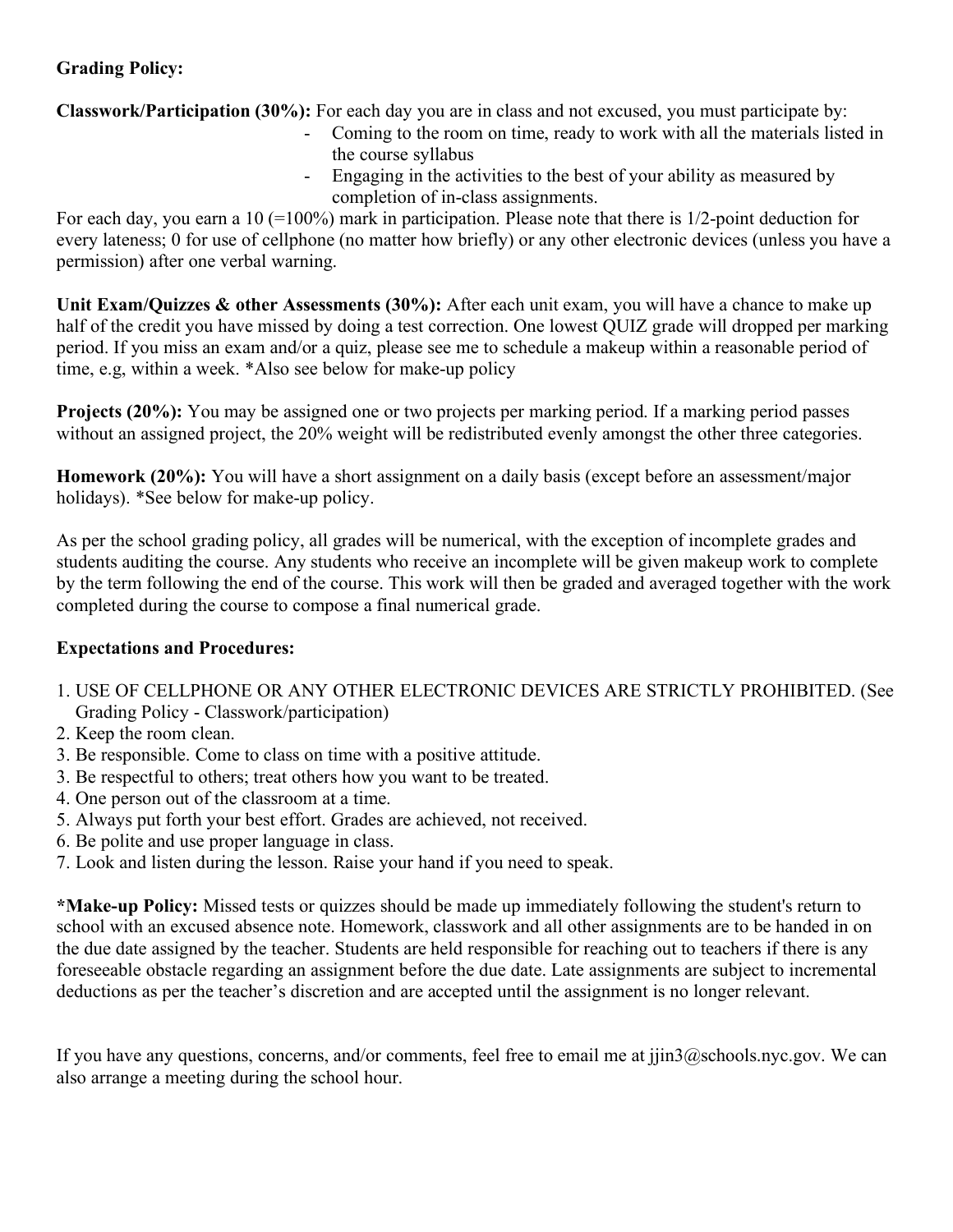**Grading Policy:**

**Classwork/Participation (30%):** For each day you are in class and not excused, you must participate by:

- Coming to the room on time, ready to work with all the materials listed in the course syllabus
- Engaging in the activities to the best of your ability as measured by completion of in-class assignments.

For each day, you earn a 10 (=100%) mark in participation. Please note that there is 1/2-point deduction for every lateness; 0 for use of cellphone (no matter how briefly) or any other electronic devices (unless you have a permission) after one verbal warning.

**Unit Exam/Quizzes & other Assessments (30%):** After each unit exam, you will have a chance to make up half of the credit you have missed by doing a test correction. One lowest QUIZ grade will dropped per marking period. If you miss an exam and/or a quiz, please see me to schedule a makeup within a reasonable period of time, e.g, within a week. *Also see below for make-up policy

**Projects (20%):** You may be assigned one or two projects per marking period. If a marking period passes without an assigned project, the 20% weight will be redistributed evenly amongst the other three categories.

**Homework (20%):** You will have a short assignment on a daily basis (except before an assessment/major holidays). *See below for make-up policy.

As per the school grading policy, all grades will be numerical, with the exception of incomplete grades and students auditing the course. Any students who receive an incomplete will be given makeup work to complete by the term following the end of the course. This work will then be graded and averaged together with the work completed during the course to compose a final numerical grade.

**Expectations and Procedures:**

1. USE OF CELLPHONE OR ANY OTHER ELECTRONIC DEVICES ARE STRICTLY PROHIBITED. (See Grading Policy - Classwork/participation)
2. Keep the room clean.
3. Be responsible. Come to class on time with a positive attitude.
3. Be respectful to others; treat others how you want to be treated.
4. One person out of the classroom at a time.
5. Always put forth your best effort. Grades are achieved, not received.
6. Be polite and use proper language in class.
7. Look and listen during the lesson. Raise your hand if you need to speak.

***Make-up Policy:** Missed tests or quizzes should be made up immediately following the student's return to school with an excused absence note. Homework, classwork and all other assignments are to be handed in on the due date assigned by the teacher. Students are held responsible for reaching out to teachers if there is any foreseeable obstacle regarding an assignment before the due date. Late assignments are subject to incremental deductions as per the teacher's discretion and are accepted until the assignment is no longer relevant.

If you have any questions, concerns, and/or comments, feel free to email me at jjin3@schools.nyc.gov. We can also arrange a meeting during the school hour.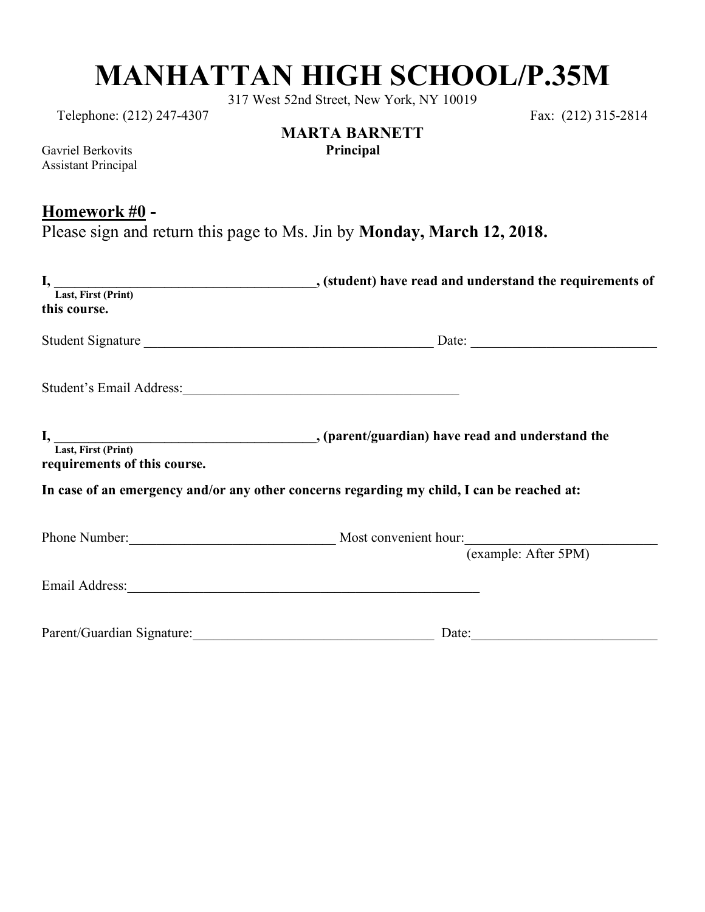# MANHATTAN HIGH SCHOOL/P.35M

317 West 52nd Street, New York, NY 10019

Telephone: (212) 247-4307 Fax: (212) 315-2814

**MARTA BARNETT**
**Principal**

Gavriel Berkovits
Assistant Principal

**Homework #0 -**

Please sign and return this page to Ms. Jin by **Monday, March 12, 2018.**

**I, ______________________________________, (student) have read and understand the requirements of this course.**
**Last, First (Print)**

Student Signature ___________________________________________ Date: ___________________________

Student's Email Address:________________________________________

**I, ______________________________________, (parent/guardian) have read and understand the requirements of this course.**
**Last, First (Print)**

**In case of an emergency and/or any other concerns regarding my child, I can be reached at:**

Phone Number:______________________________ Most convenient hour:___________________________
(example: After 5PM)

Email Address:_____________________________________________________

Parent/Guardian Signature:___________________________________ Date:___________________________